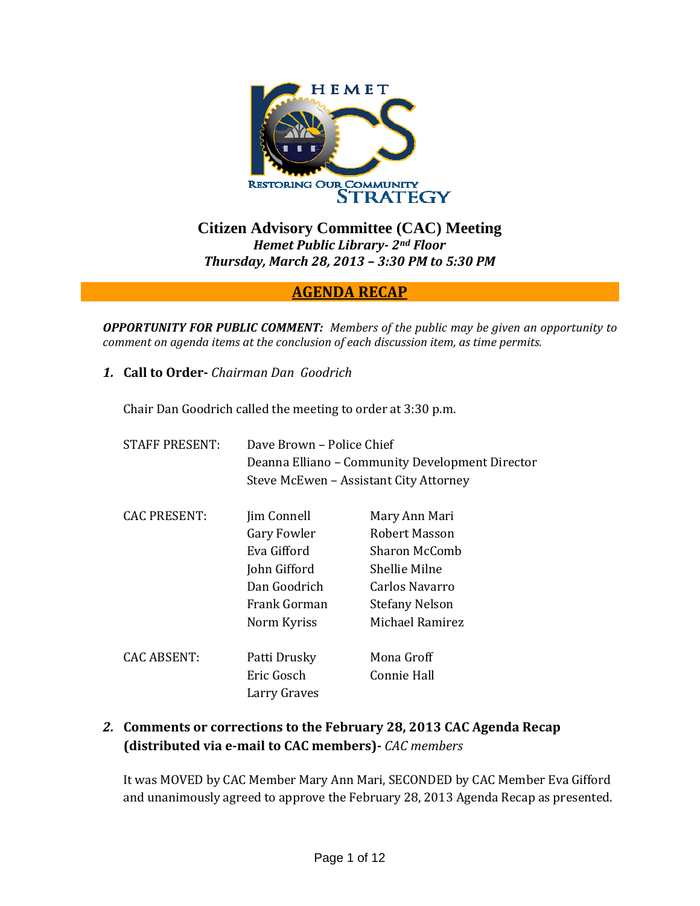# Citizen Advisory Committee (CAC) Meeting

***Hemet Public Library- 2nd Floor***

***Thursday, March 28, 2013 – 3:30 PM to 5:30 PM***

## AGENDA RECAP

***OPPORTUNITY FOR PUBLIC COMMENT:*** *Members of the public may be given an opportunity to comment on agenda items at the conclusion of each discussion item, as time permits.*

***1.*** **Call to Order-** *Chairman Dan Goodrich*

Chair Dan Goodrich called the meeting to order at 3:30 p.m.

| | | |
|---|---|---|
| STAFF PRESENT: | Dave Brown – Police Chief | |
| | Deanna Elliano – Community Development Director | |
| | Steve McEwen – Assistant City Attorney | |
| CAC PRESENT: | Jim Connell | Mary Ann Mari |
| | Gary Fowler | Robert Masson |
| | Eva Gifford | Sharon McComb |
| | John Gifford | Shellie Milne |
| | Dan Goodrich | Carlos Navarro |
| | Frank Gorman | Stefany Nelson |
| | Norm Kyriss | Michael Ramirez |
| CAC ABSENT: | Patti Drusky | Mona Groff |
| | Eric Gosch | Connie Hall |
| | Larry Graves | |

***2.*** **Comments or corrections to the February 28, 2013 CAC Agenda Recap (distributed via e-mail to CAC members)-** *CAC members*

It was MOVED by CAC Member Mary Ann Mari, SECONDED by CAC Member Eva Gifford and unanimously agreed to approve the February 28, 2013 Agenda Recap as presented.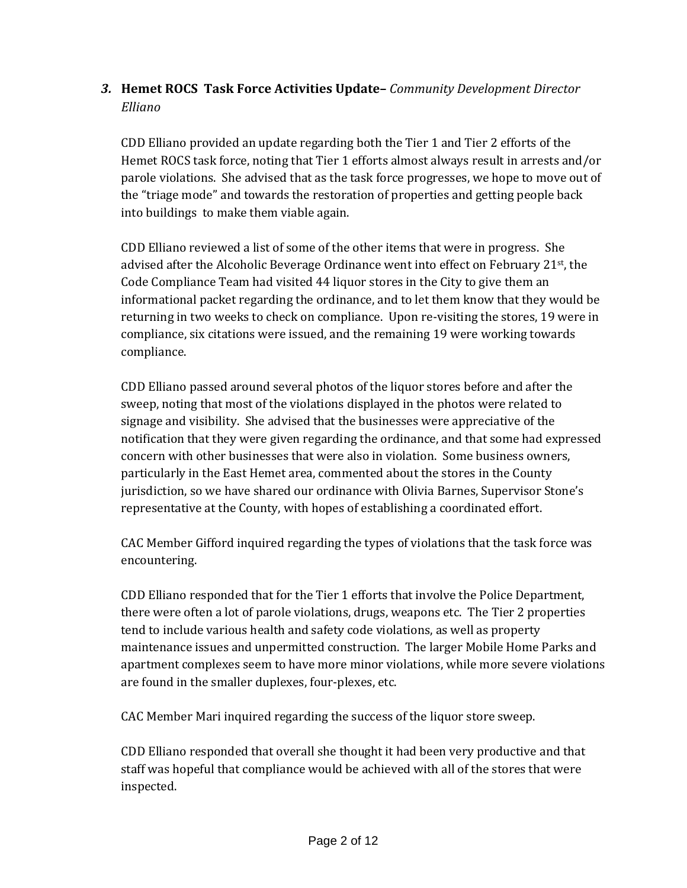3. **Hemet ROCS Task Force Activities Update–** *Community Development Director Elliano*

CDD Elliano provided an update regarding both the Tier 1 and Tier 2 efforts of the Hemet ROCS task force, noting that Tier 1 efforts almost always result in arrests and/or parole violations. She advised that as the task force progresses, we hope to move out of the "triage mode" and towards the restoration of properties and getting people back into buildings to make them viable again.

CDD Elliano reviewed a list of some of the other items that were in progress. She advised after the Alcoholic Beverage Ordinance went into effect on February 21st, the Code Compliance Team had visited 44 liquor stores in the City to give them an informational packet regarding the ordinance, and to let them know that they would be returning in two weeks to check on compliance. Upon re-visiting the stores, 19 were in compliance, six citations were issued, and the remaining 19 were working towards compliance.

CDD Elliano passed around several photos of the liquor stores before and after the sweep, noting that most of the violations displayed in the photos were related to signage and visibility. She advised that the businesses were appreciative of the notification that they were given regarding the ordinance, and that some had expressed concern with other businesses that were also in violation. Some business owners, particularly in the East Hemet area, commented about the stores in the County jurisdiction, so we have shared our ordinance with Olivia Barnes, Supervisor Stone's representative at the County, with hopes of establishing a coordinated effort.

CAC Member Gifford inquired regarding the types of violations that the task force was encountering.

CDD Elliano responded that for the Tier 1 efforts that involve the Police Department, there were often a lot of parole violations, drugs, weapons etc. The Tier 2 properties tend to include various health and safety code violations, as well as property maintenance issues and unpermitted construction. The larger Mobile Home Parks and apartment complexes seem to have more minor violations, while more severe violations are found in the smaller duplexes, four-plexes, etc.

CAC Member Mari inquired regarding the success of the liquor store sweep.

CDD Elliano responded that overall she thought it had been very productive and that staff was hopeful that compliance would be achieved with all of the stores that were inspected.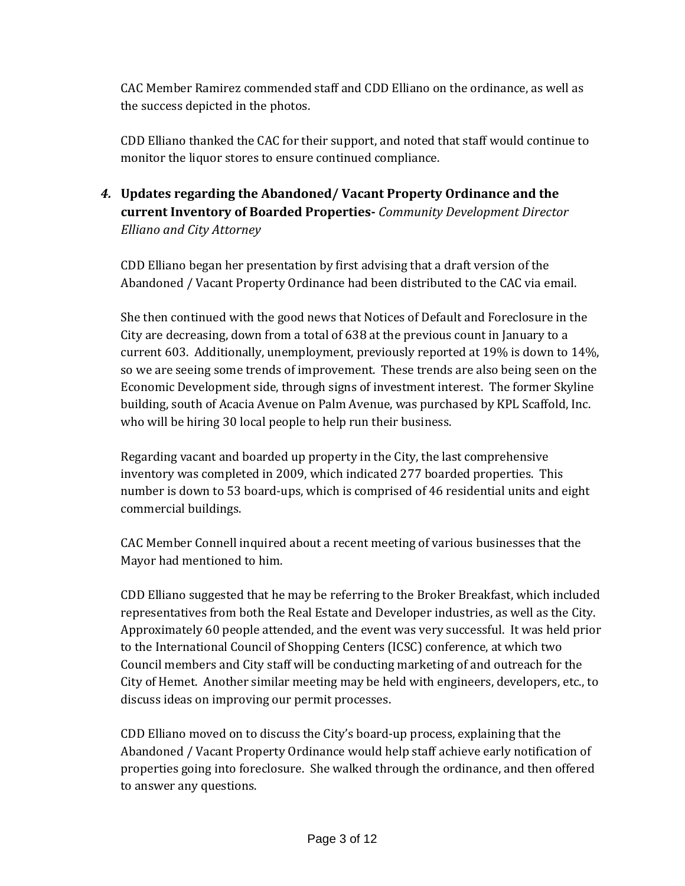CAC Member Ramirez commended staff and CDD Elliano on the ordinance, as well as the success depicted in the photos.

CDD Elliano thanked the CAC for their support, and noted that staff would continue to monitor the liquor stores to ensure continued compliance.

***4.*** **Updates regarding the Abandoned/ Vacant Property Ordinance and the current Inventory of Boarded Properties-** *Community Development Director Elliano and City Attorney*

CDD Elliano began her presentation by first advising that a draft version of the Abandoned / Vacant Property Ordinance had been distributed to the CAC via email.

She then continued with the good news that Notices of Default and Foreclosure in the City are decreasing, down from a total of 638 at the previous count in January to a current 603. Additionally, unemployment, previously reported at 19% is down to 14%, so we are seeing some trends of improvement. These trends are also being seen on the Economic Development side, through signs of investment interest. The former Skyline building, south of Acacia Avenue on Palm Avenue, was purchased by KPL Scaffold, Inc. who will be hiring 30 local people to help run their business.

Regarding vacant and boarded up property in the City, the last comprehensive inventory was completed in 2009, which indicated 277 boarded properties. This number is down to 53 board-ups, which is comprised of 46 residential units and eight commercial buildings.

CAC Member Connell inquired about a recent meeting of various businesses that the Mayor had mentioned to him.

CDD Elliano suggested that he may be referring to the Broker Breakfast, which included representatives from both the Real Estate and Developer industries, as well as the City. Approximately 60 people attended, and the event was very successful. It was held prior to the International Council of Shopping Centers (ICSC) conference, at which two Council members and City staff will be conducting marketing of and outreach for the City of Hemet. Another similar meeting may be held with engineers, developers, etc., to discuss ideas on improving our permit processes.

CDD Elliano moved on to discuss the City's board-up process, explaining that the Abandoned / Vacant Property Ordinance would help staff achieve early notification of properties going into foreclosure. She walked through the ordinance, and then offered to answer any questions.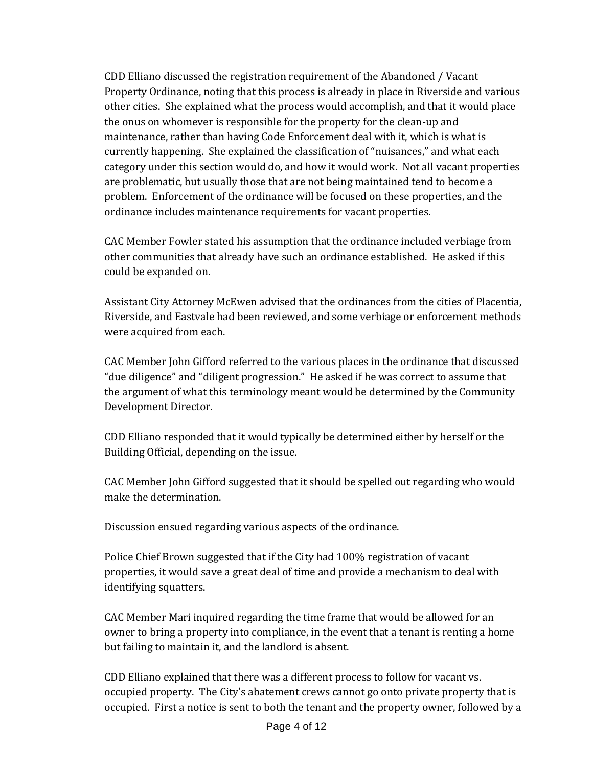CDD Elliano discussed the registration requirement of the Abandoned / Vacant Property Ordinance, noting that this process is already in place in Riverside and various other cities. She explained what the process would accomplish, and that it would place the onus on whomever is responsible for the property for the clean-up and maintenance, rather than having Code Enforcement deal with it, which is what is currently happening. She explained the classification of "nuisances," and what each category under this section would do, and how it would work. Not all vacant properties are problematic, but usually those that are not being maintained tend to become a problem. Enforcement of the ordinance will be focused on these properties, and the ordinance includes maintenance requirements for vacant properties.

CAC Member Fowler stated his assumption that the ordinance included verbiage from other communities that already have such an ordinance established. He asked if this could be expanded on.

Assistant City Attorney McEwen advised that the ordinances from the cities of Placentia, Riverside, and Eastvale had been reviewed, and some verbiage or enforcement methods were acquired from each.

CAC Member John Gifford referred to the various places in the ordinance that discussed "due diligence" and "diligent progression." He asked if he was correct to assume that the argument of what this terminology meant would be determined by the Community Development Director.

CDD Elliano responded that it would typically be determined either by herself or the Building Official, depending on the issue.

CAC Member John Gifford suggested that it should be spelled out regarding who would make the determination.

Discussion ensued regarding various aspects of the ordinance.

Police Chief Brown suggested that if the City had 100% registration of vacant properties, it would save a great deal of time and provide a mechanism to deal with identifying squatters.

CAC Member Mari inquired regarding the time frame that would be allowed for an owner to bring a property into compliance, in the event that a tenant is renting a home but failing to maintain it, and the landlord is absent.

CDD Elliano explained that there was a different process to follow for vacant vs. occupied property. The City's abatement crews cannot go onto private property that is occupied. First a notice is sent to both the tenant and the property owner, followed by a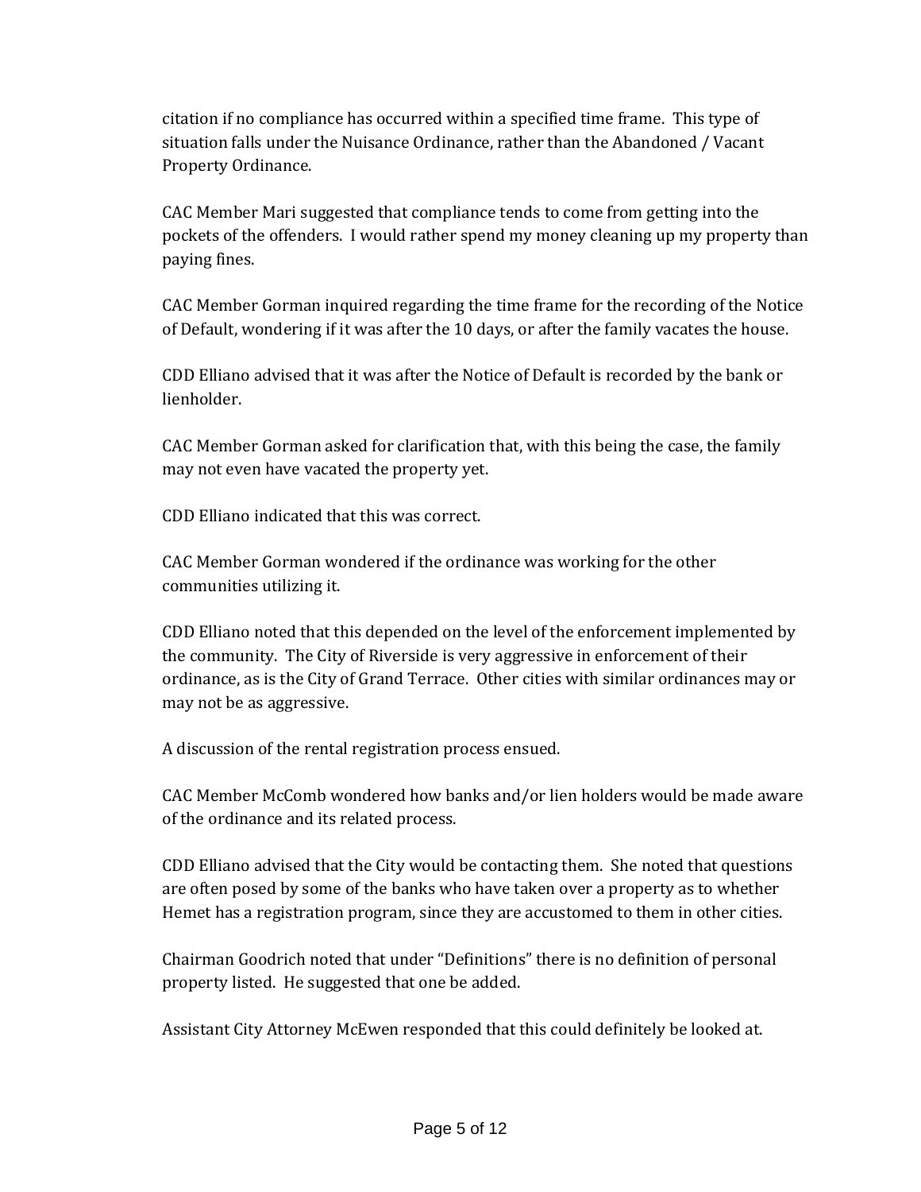citation if no compliance has occurred within a specified time frame. This type of situation falls under the Nuisance Ordinance, rather than the Abandoned / Vacant Property Ordinance.

CAC Member Mari suggested that compliance tends to come from getting into the pockets of the offenders. I would rather spend my money cleaning up my property than paying fines.

CAC Member Gorman inquired regarding the time frame for the recording of the Notice of Default, wondering if it was after the 10 days, or after the family vacates the house.

CDD Elliano advised that it was after the Notice of Default is recorded by the bank or lienholder.

CAC Member Gorman asked for clarification that, with this being the case, the family may not even have vacated the property yet.

CDD Elliano indicated that this was correct.

CAC Member Gorman wondered if the ordinance was working for the other communities utilizing it.

CDD Elliano noted that this depended on the level of the enforcement implemented by the community. The City of Riverside is very aggressive in enforcement of their ordinance, as is the City of Grand Terrace. Other cities with similar ordinances may or may not be as aggressive.

A discussion of the rental registration process ensued.

CAC Member McComb wondered how banks and/or lien holders would be made aware of the ordinance and its related process.

CDD Elliano advised that the City would be contacting them. She noted that questions are often posed by some of the banks who have taken over a property as to whether Hemet has a registration program, since they are accustomed to them in other cities.

Chairman Goodrich noted that under "Definitions" there is no definition of personal property listed. He suggested that one be added.

Assistant City Attorney McEwen responded that this could definitely be looked at.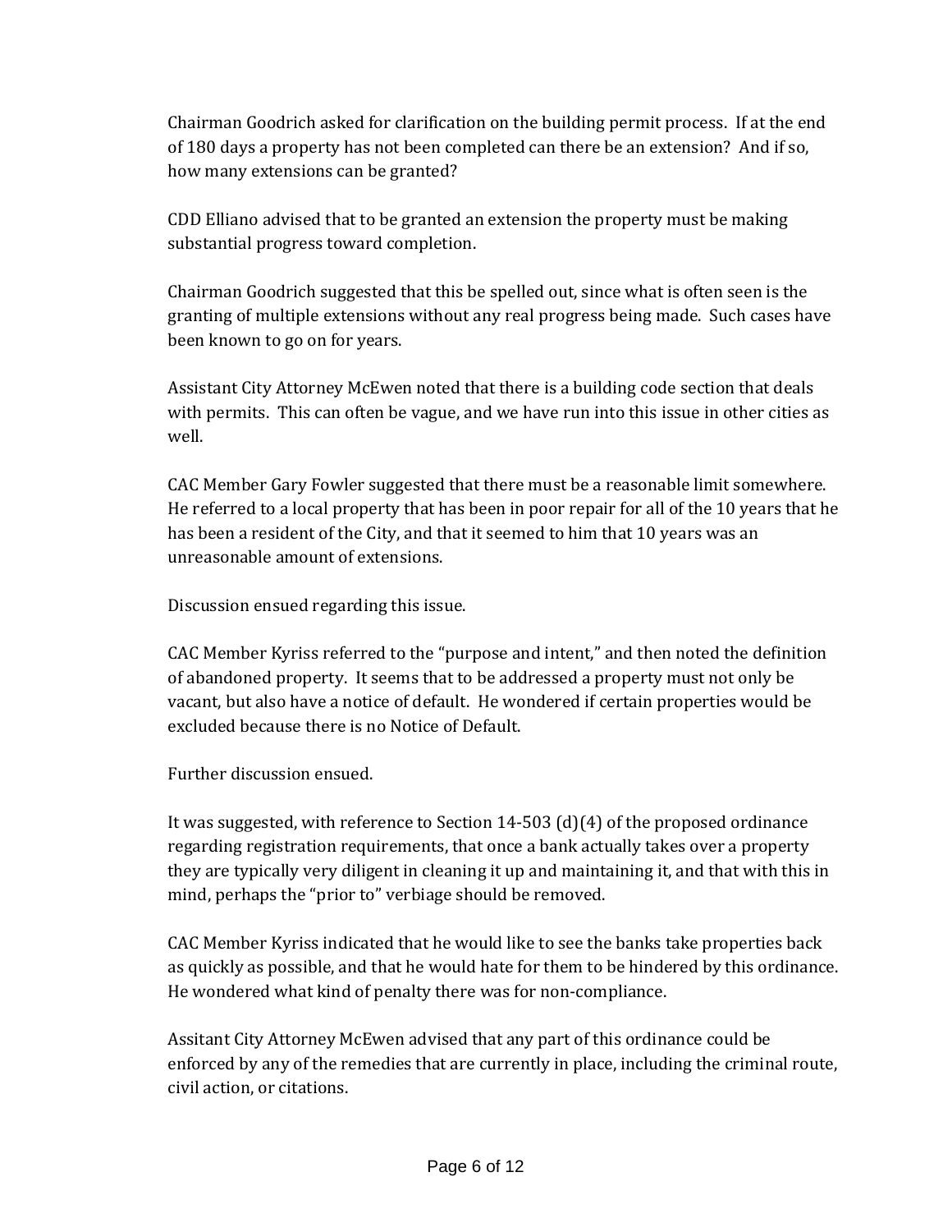Chairman Goodrich asked for clarification on the building permit process. If at the end of 180 days a property has not been completed can there be an extension? And if so, how many extensions can be granted?

CDD Elliano advised that to be granted an extension the property must be making substantial progress toward completion.

Chairman Goodrich suggested that this be spelled out, since what is often seen is the granting of multiple extensions without any real progress being made. Such cases have been known to go on for years.

Assistant City Attorney McEwen noted that there is a building code section that deals with permits. This can often be vague, and we have run into this issue in other cities as well.

CAC Member Gary Fowler suggested that there must be a reasonable limit somewhere. He referred to a local property that has been in poor repair for all of the 10 years that he has been a resident of the City, and that it seemed to him that 10 years was an unreasonable amount of extensions.

Discussion ensued regarding this issue.

CAC Member Kyriss referred to the "purpose and intent," and then noted the definition of abandoned property. It seems that to be addressed a property must not only be vacant, but also have a notice of default. He wondered if certain properties would be excluded because there is no Notice of Default.

Further discussion ensued.

It was suggested, with reference to Section 14-503 (d)(4) of the proposed ordinance regarding registration requirements, that once a bank actually takes over a property they are typically very diligent in cleaning it up and maintaining it, and that with this in mind, perhaps the "prior to" verbiage should be removed.

CAC Member Kyriss indicated that he would like to see the banks take properties back as quickly as possible, and that he would hate for them to be hindered by this ordinance. He wondered what kind of penalty there was for non-compliance.

Assitant City Attorney McEwen advised that any part of this ordinance could be enforced by any of the remedies that are currently in place, including the criminal route, civil action, or citations.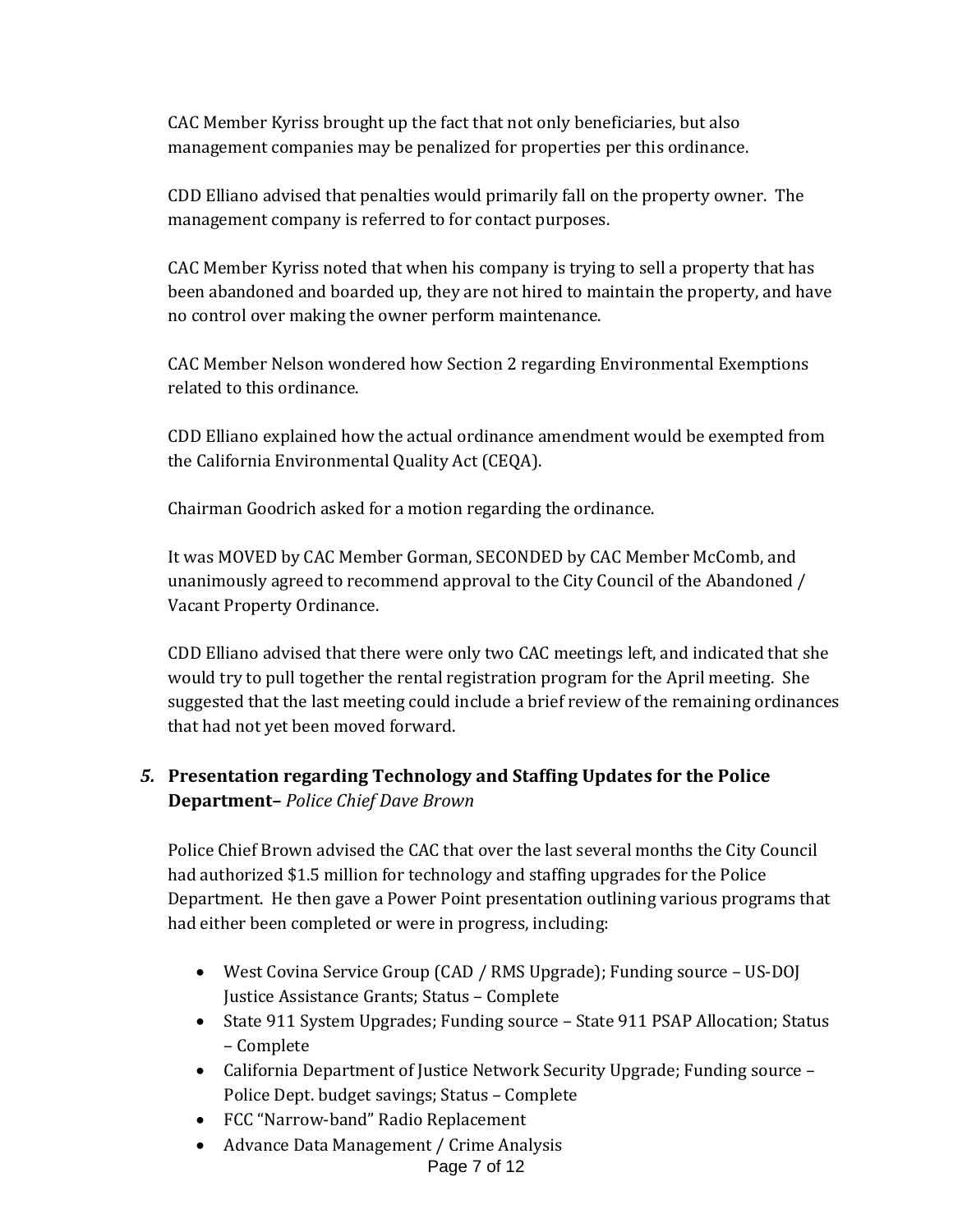CAC Member Kyriss brought up the fact that not only beneficiaries, but also management companies may be penalized for properties per this ordinance.

CDD Elliano advised that penalties would primarily fall on the property owner. The management company is referred to for contact purposes.

CAC Member Kyriss noted that when his company is trying to sell a property that has been abandoned and boarded up, they are not hired to maintain the property, and have no control over making the owner perform maintenance.

CAC Member Nelson wondered how Section 2 regarding Environmental Exemptions related to this ordinance.

CDD Elliano explained how the actual ordinance amendment would be exempted from the California Environmental Quality Act (CEQA).

Chairman Goodrich asked for a motion regarding the ordinance.

It was MOVED by CAC Member Gorman, SECONDED by CAC Member McComb, and unanimously agreed to recommend approval to the City Council of the Abandoned / Vacant Property Ordinance.

CDD Elliano advised that there were only two CAC meetings left, and indicated that she would try to pull together the rental registration program for the April meeting. She suggested that the last meeting could include a brief review of the remaining ordinances that had not yet been moved forward.

***5.*** **Presentation regarding Technology and Staffing Updates for the Police Department–** *Police Chief Dave Brown*

Police Chief Brown advised the CAC that over the last several months the City Council had authorized $1.5 million for technology and staffing upgrades for the Police Department. He then gave a Power Point presentation outlining various programs that had either been completed or were in progress, including:

- West Covina Service Group (CAD / RMS Upgrade); Funding source – US-DOJ Justice Assistance Grants; Status – Complete
- State 911 System Upgrades; Funding source – State 911 PSAP Allocation; Status – Complete
- California Department of Justice Network Security Upgrade; Funding source – Police Dept. budget savings; Status – Complete
- FCC “Narrow-band” Radio Replacement
- Advance Data Management / Crime Analysis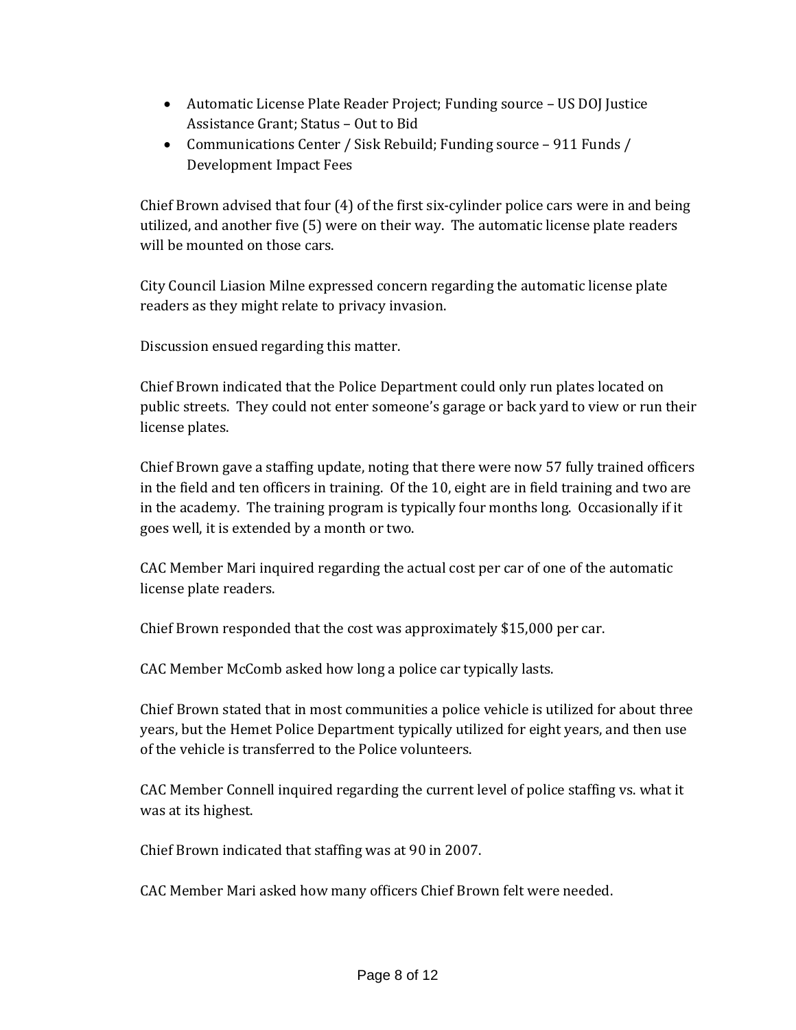- Automatic License Plate Reader Project; Funding source – US DOJ Justice Assistance Grant; Status – Out to Bid
- Communications Center / Sisk Rebuild; Funding source – 911 Funds / Development Impact Fees

Chief Brown advised that four (4) of the first six-cylinder police cars were in and being utilized, and another five (5) were on their way. The automatic license plate readers will be mounted on those cars.

City Council Liasion Milne expressed concern regarding the automatic license plate readers as they might relate to privacy invasion.

Discussion ensued regarding this matter.

Chief Brown indicated that the Police Department could only run plates located on public streets. They could not enter someone's garage or back yard to view or run their license plates.

Chief Brown gave a staffing update, noting that there were now 57 fully trained officers in the field and ten officers in training. Of the 10, eight are in field training and two are in the academy. The training program is typically four months long. Occasionally if it goes well, it is extended by a month or two.

CAC Member Mari inquired regarding the actual cost per car of one of the automatic license plate readers.

Chief Brown responded that the cost was approximately $15,000 per car.

CAC Member McComb asked how long a police car typically lasts.

Chief Brown stated that in most communities a police vehicle is utilized for about three years, but the Hemet Police Department typically utilized for eight years, and then use of the vehicle is transferred to the Police volunteers.

CAC Member Connell inquired regarding the current level of police staffing vs. what it was at its highest.

Chief Brown indicated that staffing was at 90 in 2007.

CAC Member Mari asked how many officers Chief Brown felt were needed.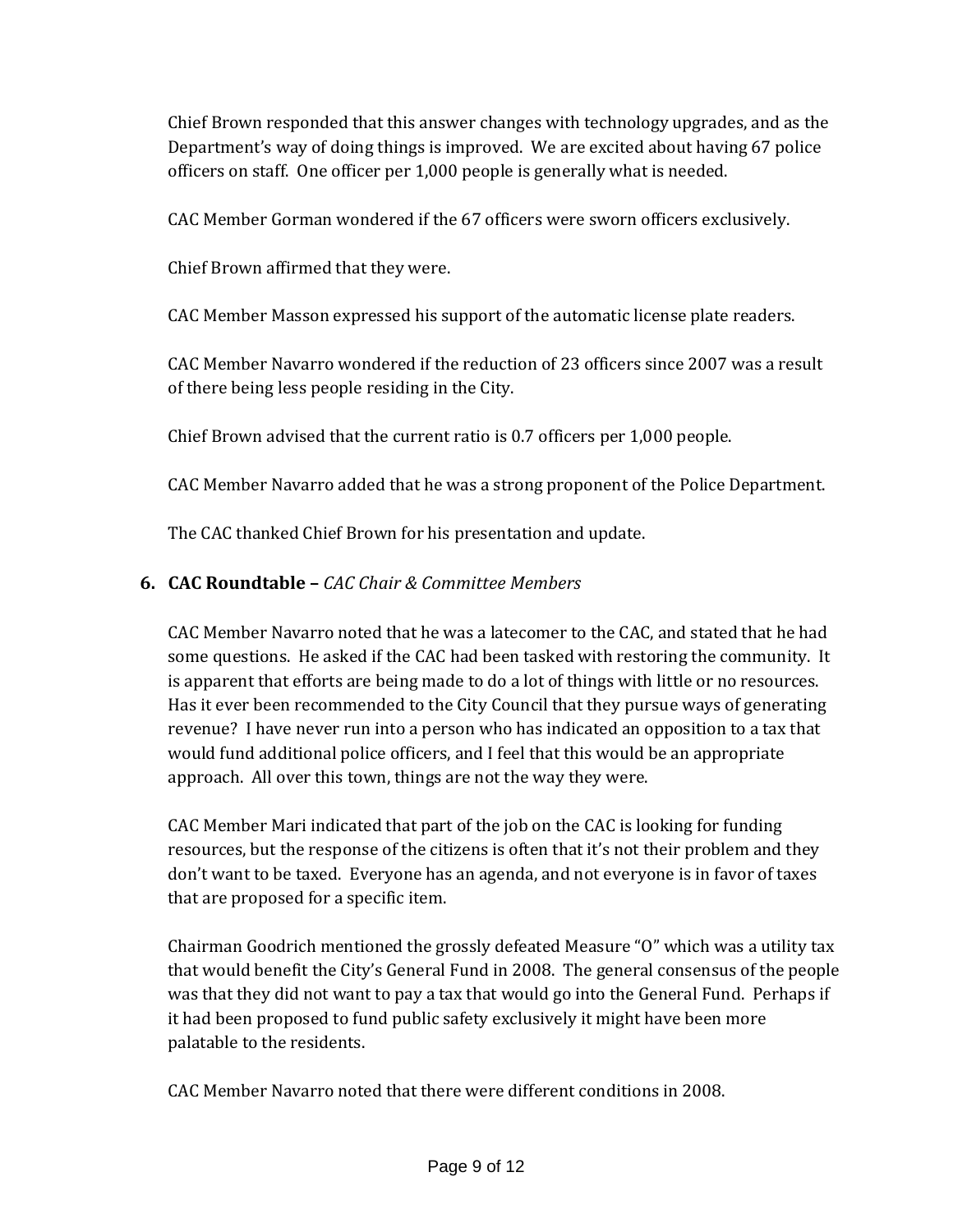Chief Brown responded that this answer changes with technology upgrades, and as the Department's way of doing things is improved. We are excited about having 67 police officers on staff. One officer per 1,000 people is generally what is needed.

CAC Member Gorman wondered if the 67 officers were sworn officers exclusively.

Chief Brown affirmed that they were.

CAC Member Masson expressed his support of the automatic license plate readers.

CAC Member Navarro wondered if the reduction of 23 officers since 2007 was a result of there being less people residing in the City.

Chief Brown advised that the current ratio is 0.7 officers per 1,000 people.

CAC Member Navarro added that he was a strong proponent of the Police Department.

The CAC thanked Chief Brown for his presentation and update.

### 6. CAC Roundtable – *CAC Chair & Committee Members*

CAC Member Navarro noted that he was a latecomer to the CAC, and stated that he had some questions. He asked if the CAC had been tasked with restoring the community. It is apparent that efforts are being made to do a lot of things with little or no resources. Has it ever been recommended to the City Council that they pursue ways of generating revenue? I have never run into a person who has indicated an opposition to a tax that would fund additional police officers, and I feel that this would be an appropriate approach. All over this town, things are not the way they were.

CAC Member Mari indicated that part of the job on the CAC is looking for funding resources, but the response of the citizens is often that it's not their problem and they don't want to be taxed. Everyone has an agenda, and not everyone is in favor of taxes that are proposed for a specific item.

Chairman Goodrich mentioned the grossly defeated Measure "O" which was a utility tax that would benefit the City's General Fund in 2008. The general consensus of the people was that they did not want to pay a tax that would go into the General Fund. Perhaps if it had been proposed to fund public safety exclusively it might have been more palatable to the residents.

CAC Member Navarro noted that there were different conditions in 2008.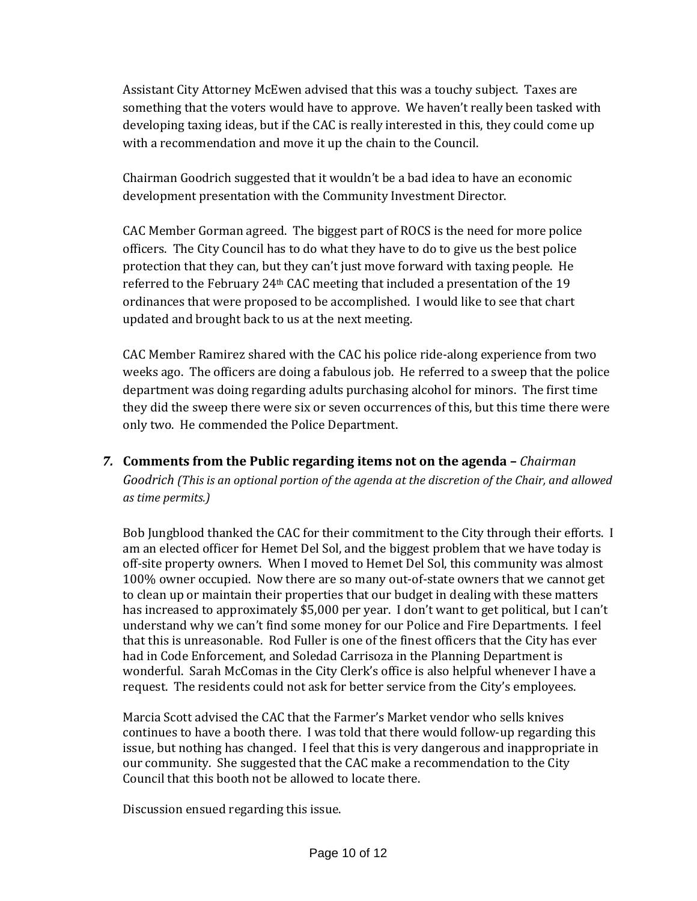Assistant City Attorney McEwen advised that this was a touchy subject. Taxes are something that the voters would have to approve. We haven't really been tasked with developing taxing ideas, but if the CAC is really interested in this, they could come up with a recommendation and move it up the chain to the Council.

Chairman Goodrich suggested that it wouldn't be a bad idea to have an economic development presentation with the Community Investment Director.

CAC Member Gorman agreed. The biggest part of ROCS is the need for more police officers. The City Council has to do what they have to do to give us the best police protection that they can, but they can't just move forward with taxing people. He referred to the February 24th CAC meeting that included a presentation of the 19 ordinances that were proposed to be accomplished. I would like to see that chart updated and brought back to us at the next meeting.

CAC Member Ramirez shared with the CAC his police ride-along experience from two weeks ago. The officers are doing a fabulous job. He referred to a sweep that the police department was doing regarding adults purchasing alcohol for minors. The first time they did the sweep there were six or seven occurrences of this, but this time there were only two. He commended the Police Department.

***7.* Comments from the Public regarding items not on the agenda –** *Chairman Goodrich (This is an optional portion of the agenda at the discretion of the Chair, and allowed as time permits.)*

Bob Jungblood thanked the CAC for their commitment to the City through their efforts. I am an elected officer for Hemet Del Sol, and the biggest problem that we have today is off-site property owners. When I moved to Hemet Del Sol, this community was almost 100% owner occupied. Now there are so many out-of-state owners that we cannot get to clean up or maintain their properties that our budget in dealing with these matters has increased to approximately $5,000 per year. I don't want to get political, but I can't understand why we can't find some money for our Police and Fire Departments. I feel that this is unreasonable. Rod Fuller is one of the finest officers that the City has ever had in Code Enforcement, and Soledad Carrisoza in the Planning Department is wonderful. Sarah McComas in the City Clerk's office is also helpful whenever I have a request. The residents could not ask for better service from the City's employees.

Marcia Scott advised the CAC that the Farmer's Market vendor who sells knives continues to have a booth there. I was told that there would follow-up regarding this issue, but nothing has changed. I feel that this is very dangerous and inappropriate in our community. She suggested that the CAC make a recommendation to the City Council that this booth not be allowed to locate there.

Discussion ensued regarding this issue.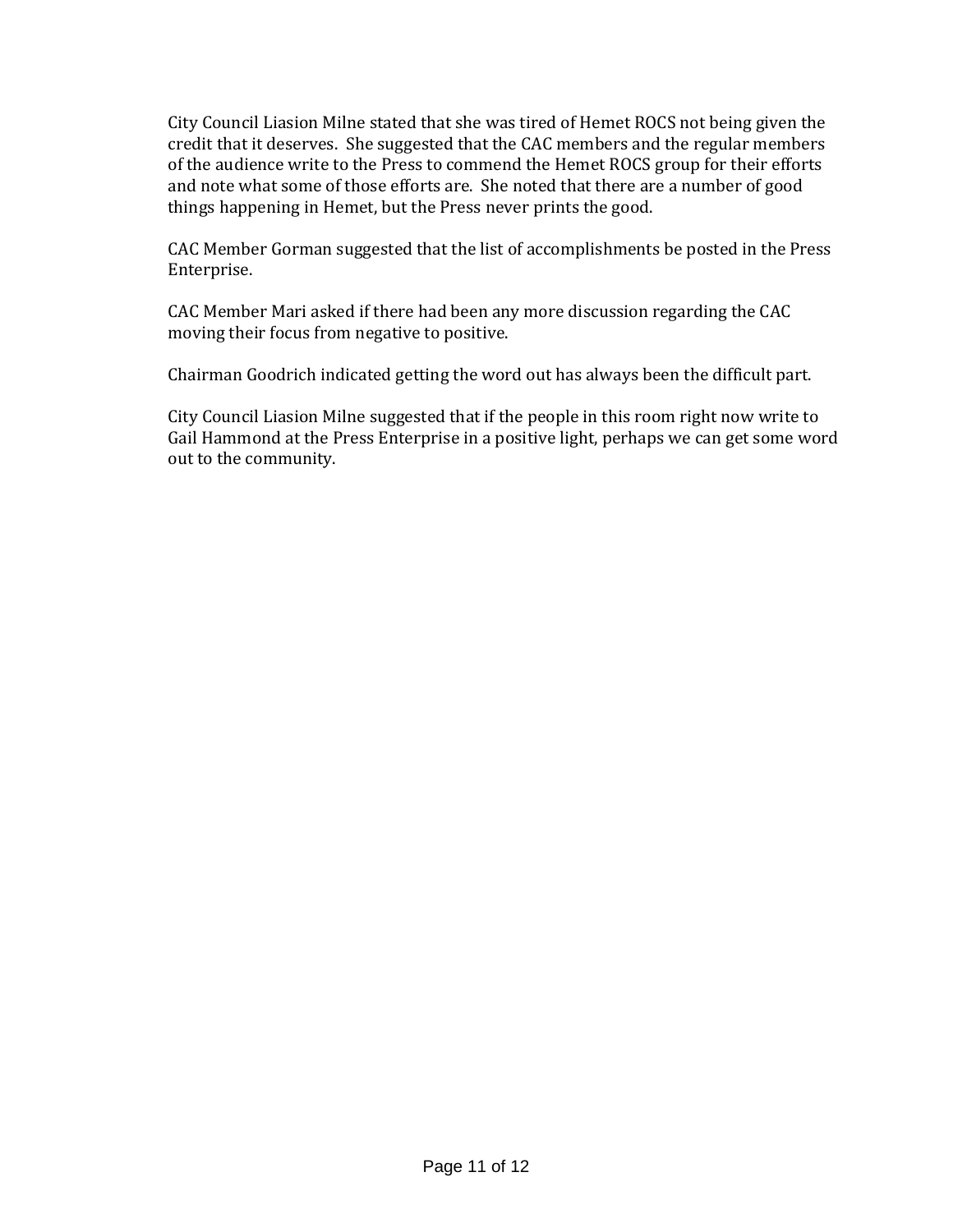City Council Liasion Milne stated that she was tired of Hemet ROCS not being given the credit that it deserves. She suggested that the CAC members and the regular members of the audience write to the Press to commend the Hemet ROCS group for their efforts and note what some of those efforts are. She noted that there are a number of good things happening in Hemet, but the Press never prints the good.

CAC Member Gorman suggested that the list of accomplishments be posted in the Press Enterprise.

CAC Member Mari asked if there had been any more discussion regarding the CAC moving their focus from negative to positive.

Chairman Goodrich indicated getting the word out has always been the difficult part.

City Council Liasion Milne suggested that if the people in this room right now write to Gail Hammond at the Press Enterprise in a positive light, perhaps we can get some word out to the community.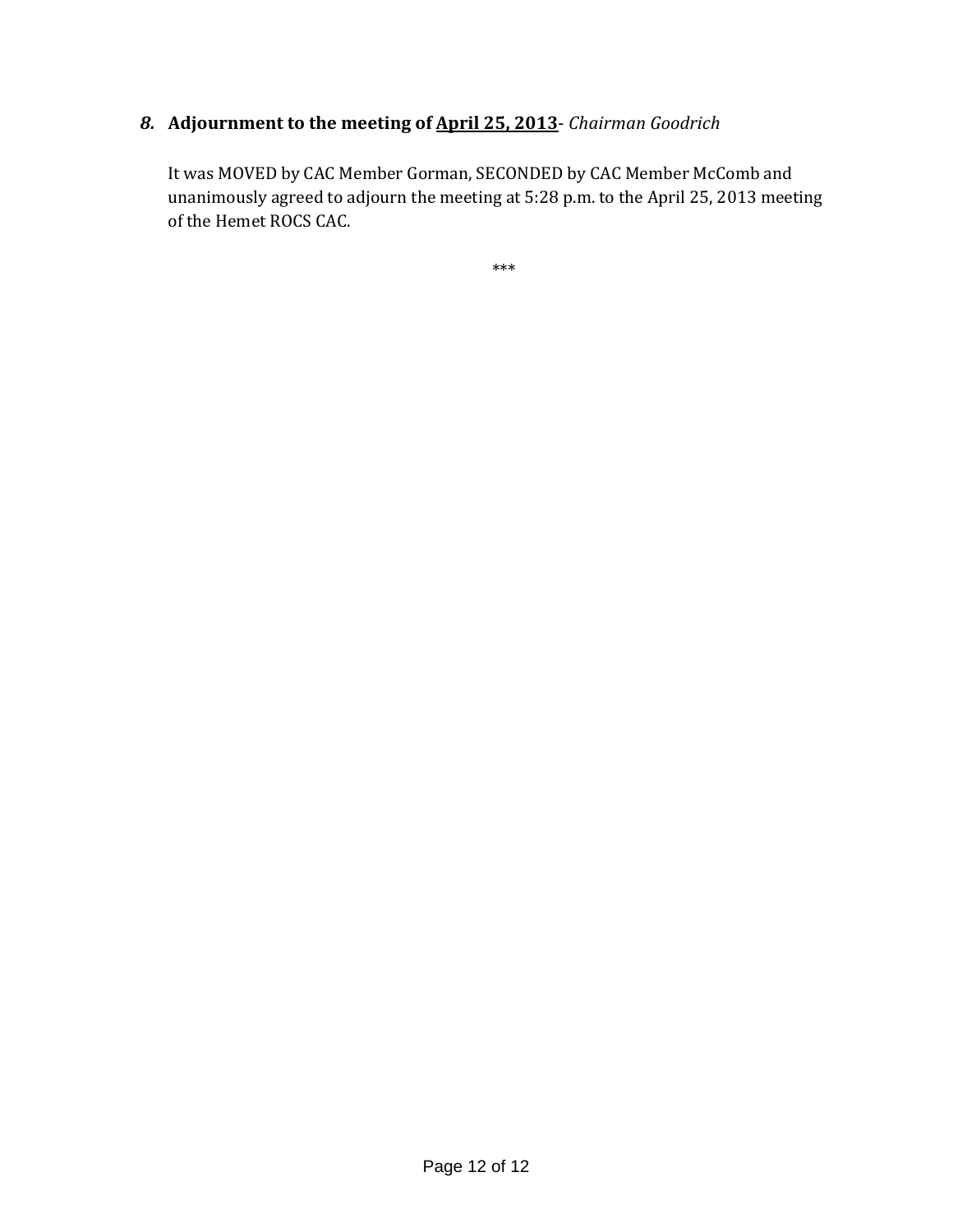### *8.* **Adjournment to the meeting of <u>April 25, 2013</u>**- *Chairman Goodrich*

It was MOVED by CAC Member Gorman, SECONDED by CAC Member McComb and unanimously agreed to adjourn the meeting at 5:28 p.m. to the April 25, 2013 meeting of the Hemet ROCS CAC.

***